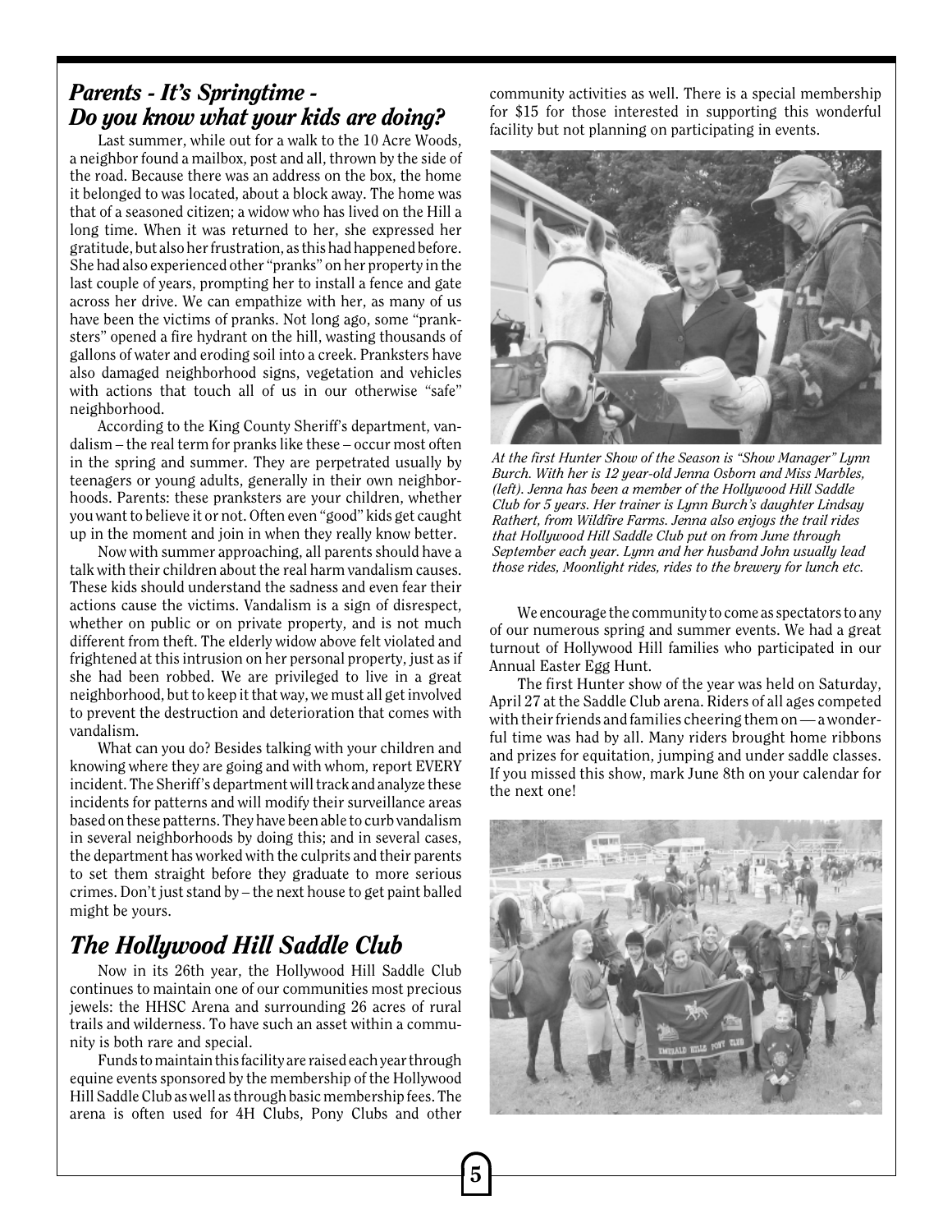## *Parents - It's Springtime - Do you know what your kids are doing?*

Last summer, while out for a walk to the 10 Acre Woods, a neighbor found a mailbox, post and all, thrown by the side of the road. Because there was an address on the box, the home it belonged to was located, about a block away. The home was that of a seasoned citizen; a widow who has lived on the Hill a long time. When it was returned to her, she expressed her gratitude, but also her frustration, as this had happened before. She had also experienced other "pranks" on her property in the last couple of years, prompting her to install a fence and gate across her drive. We can empathize with her, as many of us have been the victims of pranks. Not long ago, some "pranksters" opened a fire hydrant on the hill, wasting thousands of gallons of water and eroding soil into a creek. Pranksters have also damaged neighborhood signs, vegetation and vehicles with actions that touch all of us in our otherwise "safe" neighborhood.

According to the King County Sheriff's department, vandalism – the real term for pranks like these – occur most often in the spring and summer. They are perpetrated usually by teenagers or young adults, generally in their own neighborhoods. Parents: these pranksters are your children, whether you want to believe it or not. Often even "good" kids get caught up in the moment and join in when they really know better.

Now with summer approaching, all parents should have a talk with their children about the real harm vandalism causes. These kids should understand the sadness and even fear their actions cause the victims. Vandalism is a sign of disrespect, whether on public or on private property, and is not much different from theft. The elderly widow above felt violated and frightened at this intrusion on her personal property, just as if she had been robbed. We are privileged to live in a great neighborhood, but to keep it that way, we must all get involved to prevent the destruction and deterioration that comes with vandalism.

What can you do? Besides talking with your children and knowing where they are going and with whom, report EVERY incident. The Sheriff's department will track and analyze these incidents for patterns and will modify their surveillance areas based on these patterns. They have been able to curb vandalism in several neighborhoods by doing this; and in several cases, the department has worked with the culprits and their parents to set them straight before they graduate to more serious crimes. Don't just stand by – the next house to get paint balled might be yours.

## *The Hollywood Hill Saddle Club*

Now in its 26th year, the Hollywood Hill Saddle Club continues to maintain one of our communities most precious jewels: the HHSC Arena and surrounding 26 acres of rural trails and wilderness. To have such an asset within a community is both rare and special.

Funds to maintain this facility are raised each year through equine events sponsored by the membership of the Hollywood Hill Saddle Club as well as through basic membership fees. The arena is often used for 4H Clubs, Pony Clubs and other community activities as well. There is a special membership for $15 for those interested in supporting this wonderful facility but not planning on participating in events.

*At the first Hunter Show of the Season is "Show Manager" Lynn Burch. With her is 12 year-old Jenna Osborn and Miss Marbles, (left). Jenna has been a member of the Hollywood Hill Saddle Club for 5 years. Her trainer is Lynn Burch's daughter Lindsay Rathert, from Wildfire Farms. Jenna also enjoys the trail rides that Hollywood Hill Saddle Club put on from June through September each year. Lynn and her husband John usually lead those rides, Moonlight rides, rides to the brewery for lunch etc.*

We encourage the community to come as spectators to any of our numerous spring and summer events. We had a great turnout of Hollywood Hill families who participated in our Annual Easter Egg Hunt.

The first Hunter show of the year was held on Saturday, April 27 at the Saddle Club arena. Riders of all ages competed with their friends and families cheering them on — a wonderful time was had by all. Many riders brought home ribbons and prizes for equitation, jumping and under saddle classes. If you missed this show, mark June 8th on your calendar for the next one!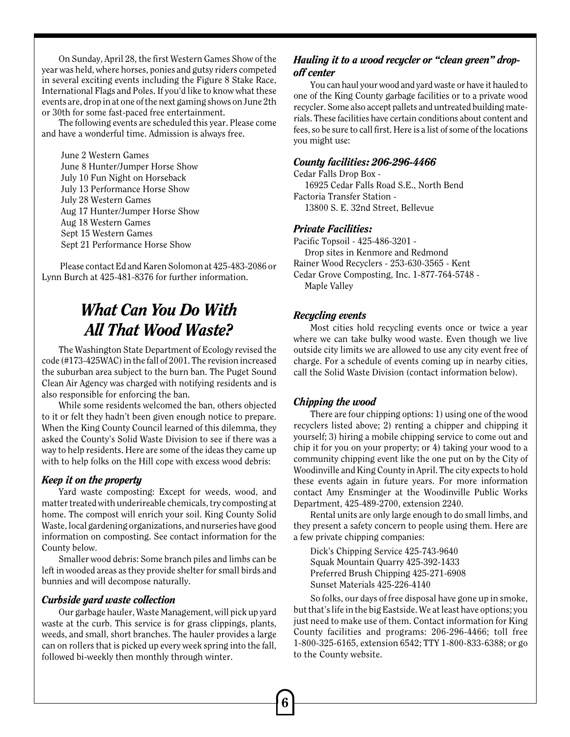On Sunday, April 28, the first Western Games Show of the year was held, where horses, ponies and gutsy riders competed in several exciting events including the Figure 8 Stake Race, International Flags and Poles. If you'd like to know what these events are, drop in at one of the next gaming shows on June 2th or 30th for some fast-paced free entertainment.

The following events are scheduled this year. Please come and have a wonderful time. Admission is always free.

June 2 Western Games  
June 8 Hunter/Jumper Horse Show  
July 10 Fun Night on Horseback  
July 13 Performance Horse Show  
July 28 Western Games  
Aug 17 Hunter/Jumper Horse Show  
Aug 18 Western Games  
Sept 15 Western Games  
Sept 21 Performance Horse Show

Please contact Ed and Karen Solomon at 425-483-2086 or Lynn Burch at 425-481-8376 for further information.

# *What Can You Do With All That Wood Waste?*

The Washington State Department of Ecology revised the code (#173-425WAC) in the fall of 2001. The revision increased the suburban area subject to the burn ban. The Puget Sound Clean Air Agency was charged with notifying residents and is also responsible for enforcing the ban.

While some residents welcomed the ban, others objected to it or felt they hadn't been given enough notice to prepare. When the King County Council learned of this dilemma, they asked the County's Solid Waste Division to see if there was a way to help residents. Here are some of the ideas they came up with to help folks on the Hill cope with excess wood debris:

### *Keep it on the property*

Yard waste composting: Except for weeds, wood, and matter treated with underireable chemicals, try composting at home. The compost will enrich your soil. King County Solid Waste, local gardening organizations, and nurseries have good information on composting. See contact information for the County below.

Smaller wood debris: Some branch piles and limbs can be left in wooded areas as they provide shelter for small birds and bunnies and will decompose naturally.

### *Curbside yard waste collection*

Our garbage hauler, Waste Management, will pick up yard waste at the curb. This service is for grass clippings, plants, weeds, and small, short branches. The hauler provides a large can on rollers that is picked up every week spring into the fall, followed bi-weekly then monthly through winter.

### *Hauling it to a wood recycler or "clean green" drop-off center*

You can haul your wood and yard waste or have it hauled to one of the King County garbage facilities or to a private wood recycler. Some also accept pallets and untreated building materials. These facilities have certain conditions about content and fees, so be sure to call first. Here is a list of some of the locations you might use:

### *County facilities: 206-296-4466*

Cedar Falls Drop Box -  
16925 Cedar Falls Road S.E., North Bend  
Factoria Transfer Station -  
13800 S. E. 32nd Street, Bellevue

### *Private Facilities:*

Pacific Topsoil - 425-486-3201 -  
Drop sites in Kenmore and Redmond  
Rainer Wood Recyclers - 253-630-3565 - Kent  
Cedar Grove Composting, Inc. 1-877-764-5748 -  
Maple Valley

### *Recycling events*

Most cities hold recycling events once or twice a year where we can take bulky wood waste. Even though we live outside city limits we are allowed to use any city event free of charge. For a schedule of events coming up in nearby cities, call the Solid Waste Division (contact information below).

### *Chipping the wood*

There are four chipping options: 1) using one of the wood recyclers listed above; 2) renting a chipper and chipping it yourself; 3) hiring a mobile chipping service to come out and chip it for you on your property; or 4) taking your wood to a community chipping event like the one put on by the City of Woodinville and King County in April. The city expects to hold these events again in future years. For more information contact Amy Ensminger at the Woodinville Public Works Department, 425-489-2700, extension 2240.

Rental units are only large enough to do small limbs, and they present a safety concern to people using them. Here are a few private chipping companies:

Dick's Chipping Service 425-743-9640  
Squak Mountain Quarry 425-392-1433  
Preferred Brush Chipping 425-271-6908  
Sunset Materials 425-226-4140

So folks, our days of free disposal have gone up in smoke, but that's life in the big Eastside. We at least have options; you just need to make use of them. Contact information for King County facilities and programs: 206-296-4466; toll free 1-800-325-6165, extension 6542; TTY 1-800-833-6388; or go to the County website.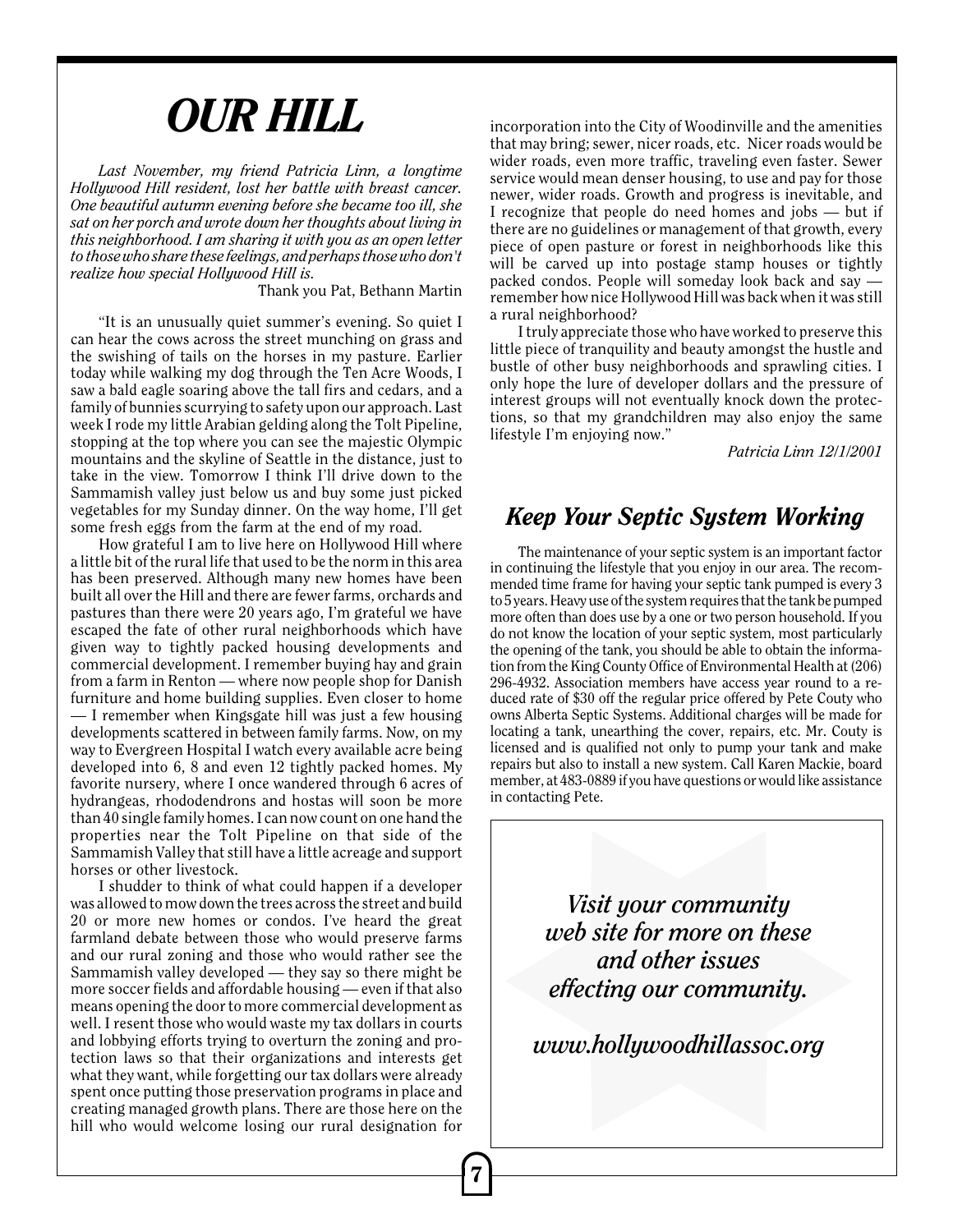# OUR HILL

*Last November, my friend Patricia Linn, a longtime Hollywood Hill resident, lost her battle with breast cancer. One beautiful autumn evening before she became too ill, she sat on her porch and wrote down her thoughts about living in this neighborhood. I am sharing it with you as an open letter to those who share these feelings, and perhaps those who don't realize how special Hollywood Hill is.*

Thank you Pat, Bethann Martin

"It is an unusually quiet summer's evening. So quiet I can hear the cows across the street munching on grass and the swishing of tails on the horses in my pasture. Earlier today while walking my dog through the Ten Acre Woods, I saw a bald eagle soaring above the tall firs and cedars, and a family of bunnies scurrying to safety upon our approach. Last week I rode my little Arabian gelding along the Tolt Pipeline, stopping at the top where you can see the majestic Olympic mountains and the skyline of Seattle in the distance, just to take in the view. Tomorrow I think I'll drive down to the Sammamish valley just below us and buy some just picked vegetables for my Sunday dinner. On the way home, I'll get some fresh eggs from the farm at the end of my road.

How grateful I am to live here on Hollywood Hill where a little bit of the rural life that used to be the norm in this area has been preserved. Although many new homes have been built all over the Hill and there are fewer farms, orchards and pastures than there were 20 years ago, I'm grateful we have escaped the fate of other rural neighborhoods which have given way to tightly packed housing developments and commercial development. I remember buying hay and grain from a farm in Renton — where now people shop for Danish furniture and home building supplies. Even closer to home — I remember when Kingsgate hill was just a few housing developments scattered in between family farms. Now, on my way to Evergreen Hospital I watch every available acre being developed into 6, 8 and even 12 tightly packed homes. My favorite nursery, where I once wandered through 6 acres of hydrangeas, rhododendrons and hostas will soon be more than 40 single family homes. I can now count on one hand the properties near the Tolt Pipeline on that side of the Sammamish Valley that still have a little acreage and support horses or other livestock.

I shudder to think of what could happen if a developer was allowed to mow down the trees across the street and build 20 or more new homes or condos. I've heard the great farmland debate between those who would preserve farms and our rural zoning and those who would rather see the Sammamish valley developed — they say so there might be more soccer fields and affordable housing — even if that also means opening the door to more commercial development as well. I resent those who would waste my tax dollars in courts and lobbying efforts trying to overturn the zoning and protection laws so that their organizations and interests get what they want, while forgetting our tax dollars were already spent once putting those preservation programs in place and creating managed growth plans. There are those here on the hill who would welcome losing our rural designation for incorporation into the City of Woodinville and the amenities that may bring; sewer, nicer roads, etc. Nicer roads would be wider roads, even more traffic, traveling even faster. Sewer service would mean denser housing, to use and pay for those newer, wider roads. Growth and progress is inevitable, and I recognize that people do need homes and jobs — but if there are no guidelines or management of that growth, every piece of open pasture or forest in neighborhoods like this will be carved up into postage stamp houses or tightly packed condos. People will someday look back and say — remember how nice Hollywood Hill was back when it was still a rural neighborhood?

I truly appreciate those who have worked to preserve this little piece of tranquility and beauty amongst the hustle and bustle of other busy neighborhoods and sprawling cities. I only hope the lure of developer dollars and the pressure of interest groups will not eventually knock down the protections, so that my grandchildren may also enjoy the same lifestyle I'm enjoying now."

*Patricia Linn 12/1/2001*

## *Keep Your Septic System Working*

The maintenance of your septic system is an important factor in continuing the lifestyle that you enjoy in our area. The recommended time frame for having your septic tank pumped is every 3 to 5 years. Heavy use of the system requires that the tank be pumped more often than does use by a one or two person household. If you do not know the location of your septic system, most particularly the opening of the tank, you should be able to obtain the information from the King County Office of Environmental Health at (206) 296-4932. Association members have access year round to a reduced rate of $30 off the regular price offered by Pete Couty who owns Alberta Septic Systems. Additional charges will be made for locating a tank, unearthing the cover, repairs, etc. Mr. Couty is licensed and is qualified not only to pump your tank and make repairs but also to install a new system. Call Karen Mackie, board member, at 483-0889 if you have questions or would like assistance in contacting Pete.

*Visit your community web site for more on these and other issues effecting our community.*

*www.hollywoodhillassoc.org*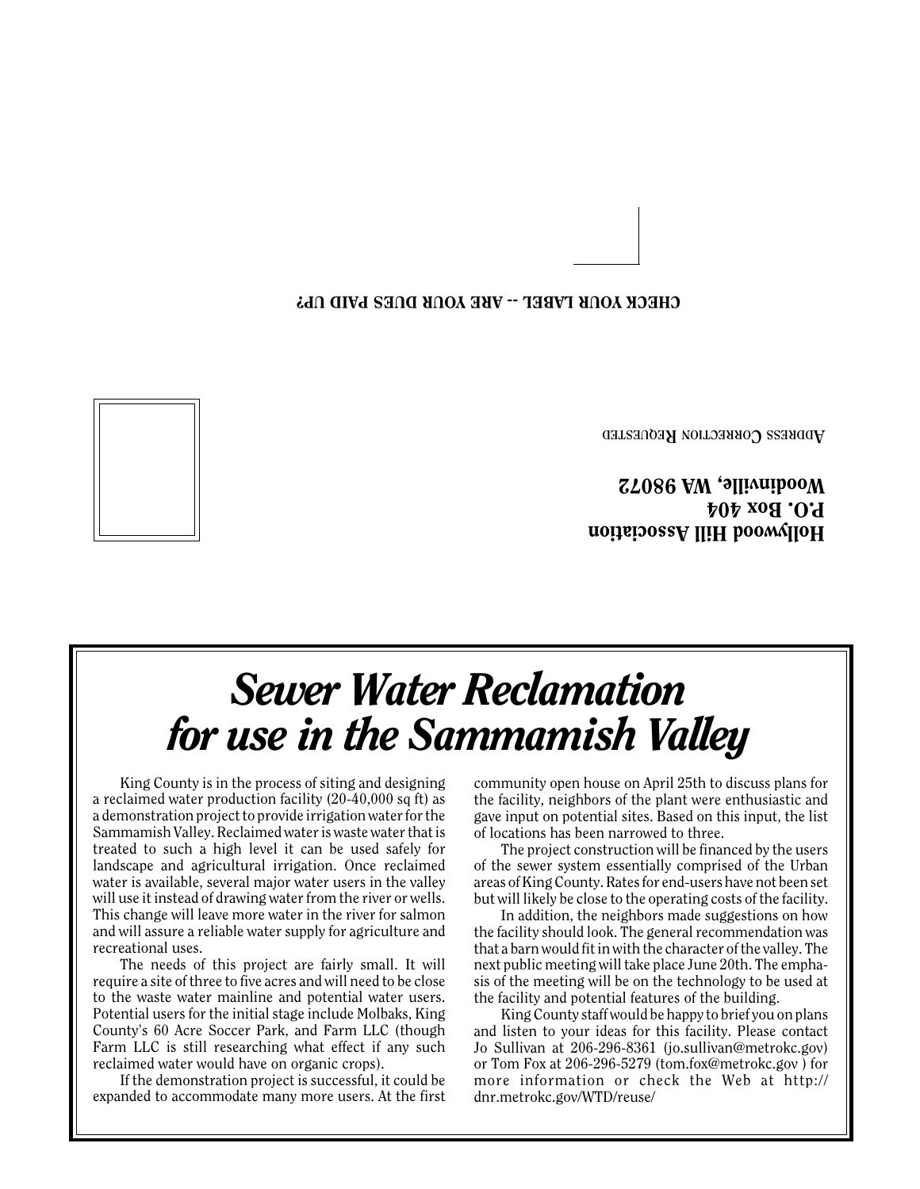CHECK YOUR LABEL -- ARE YOUR DUES PAID UP?

**Hollywood Hill Association**
**P.O. Box 404**
**Woodinville, WA 98072**

ADDRESS CORRECTION REQUESTED

# *Sewer Water Reclamation for use in the Sammamish Valley*

King County is in the process of siting and designing a reclaimed water production facility (20-40,000 sq ft) as a demonstration project to provide irrigation water for the Sammamish Valley. Reclaimed water is waste water that is treated to such a high level it can be used safely for landscape and agricultural irrigation. Once reclaimed water is available, several major water users in the valley will use it instead of drawing water from the river or wells. This change will leave more water in the river for salmon and will assure a reliable water supply for agriculture and recreational uses.

The needs of this project are fairly small. It will require a site of three to five acres and will need to be close to the waste water mainline and potential water users. Potential users for the initial stage include Molbaks, King County's 60 Acre Soccer Park, and Farm LLC (though Farm LLC is still researching what effect if any such reclaimed water would have on organic crops).

If the demonstration project is successful, it could be expanded to accommodate many more users. At the first community open house on April 25th to discuss plans for the facility, neighbors of the plant were enthusiastic and gave input on potential sites. Based on this input, the list of locations has been narrowed to three.

The project construction will be financed by the users of the sewer system essentially comprised of the Urban areas of King County. Rates for end-users have not been set but will likely be close to the operating costs of the facility.

In addition, the neighbors made suggestions on how the facility should look. The general recommendation was that a barn would fit in with the character of the valley. The next public meeting will take place June 20th. The emphasis of the meeting will be on the technology to be used at the facility and potential features of the building.

King County staff would be happy to brief you on plans and listen to your ideas for this facility. Please contact Jo Sullivan at 206-296-8361 (jo.sullivan@metrokc.gov) or Tom Fox at 206-296-5279 (tom.fox@metrokc.gov ) for more information or check the Web at http://dnr.metrokc.gov/WTD/reuse/